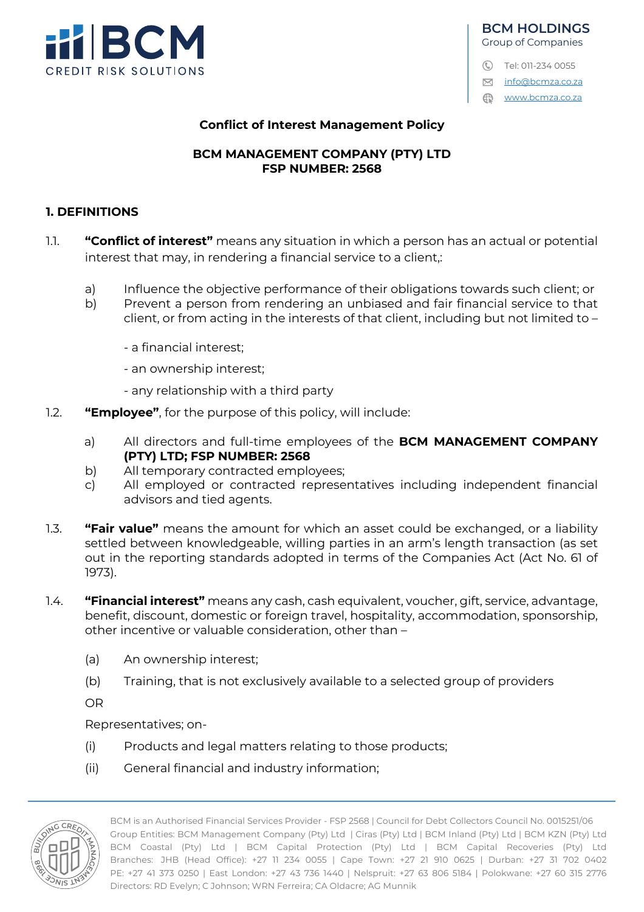**Conflict of Interest Management Policy**

**BCM MANAGEMENT COMPANY (PTY) LTD**
**FSP NUMBER: 2568**

## 1. DEFINITIONS

1.1. **"Conflict of interest"** means any situation in which a person has an actual or potential interest that may, in rendering a financial service to a client,:

a) Influence the objective performance of their obligations towards such client; or
b) Prevent a person from rendering an unbiased and fair financial service to that client, or from acting in the interests of that client, including but not limited to –

- a financial interest;
- an ownership interest;
- any relationship with a third party

1.2. **"Employee"**, for the purpose of this policy, will include:

a) All directors and full-time employees of the **BCM MANAGEMENT COMPANY (PTY) LTD; FSP NUMBER: 2568**
b) All temporary contracted employees;
c) All employed or contracted representatives including independent financial advisors and tied agents.

1.3. **"Fair value"** means the amount for which an asset could be exchanged, or a liability settled between knowledgeable, willing parties in an arm's length transaction (as set out in the reporting standards adopted in terms of the Companies Act (Act No. 61 of 1973).

1.4. **"Financial interest"** means any cash, cash equivalent, voucher, gift, service, advantage, benefit, discount, domestic or foreign travel, hospitality, accommodation, sponsorship, other incentive or valuable consideration, other than –

(a) An ownership interest;

(b) Training, that is not exclusively available to a selected group of providers

OR

Representatives; on-

(i) Products and legal matters relating to those products;

(ii) General financial and industry information;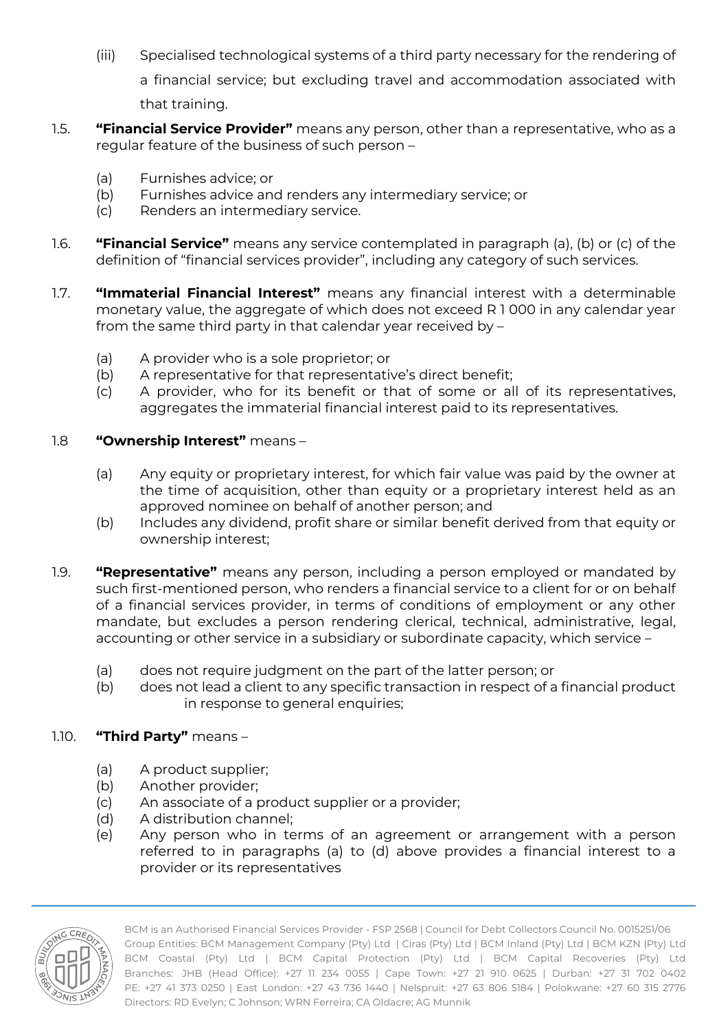(iii) Specialised technological systems of a third party necessary for the rendering of a financial service; but excluding travel and accommodation associated with that training.

1.5. **"Financial Service Provider"** means any person, other than a representative, who as a regular feature of the business of such person –

(a) Furnishes advice; or
(b) Furnishes advice and renders any intermediary service; or
(c) Renders an intermediary service.

1.6. **"Financial Service"** means any service contemplated in paragraph (a), (b) or (c) of the definition of "financial services provider", including any category of such services.

1.7. **"Immaterial Financial Interest"** means any financial interest with a determinable monetary value, the aggregate of which does not exceed R 1 000 in any calendar year from the same third party in that calendar year received by –

(a) A provider who is a sole proprietor; or
(b) A representative for that representative's direct benefit;
(c) A provider, who for its benefit or that of some or all of its representatives, aggregates the immaterial financial interest paid to its representatives.

1.8 **"Ownership Interest"** means –

(a) Any equity or proprietary interest, for which fair value was paid by the owner at the time of acquisition, other than equity or a proprietary interest held as an approved nominee on behalf of another person; and
(b) Includes any dividend, profit share or similar benefit derived from that equity or ownership interest;

1.9. **"Representative"** means any person, including a person employed or mandated by such first-mentioned person, who renders a financial service to a client for or on behalf of a financial services provider, in terms of conditions of employment or any other mandate, but excludes a person rendering clerical, technical, administrative, legal, accounting or other service in a subsidiary or subordinate capacity, which service –

(a) does not require judgment on the part of the latter person; or
(b) does not lead a client to any specific transaction in respect of a financial product in response to general enquiries;

1.10. **"Third Party"** means –

(a) A product supplier;
(b) Another provider;
(c) An associate of a product supplier or a provider;
(d) A distribution channel;
(e) Any person who in terms of an agreement or arrangement with a person referred to in paragraphs (a) to (d) above provides a financial interest to a provider or its representatives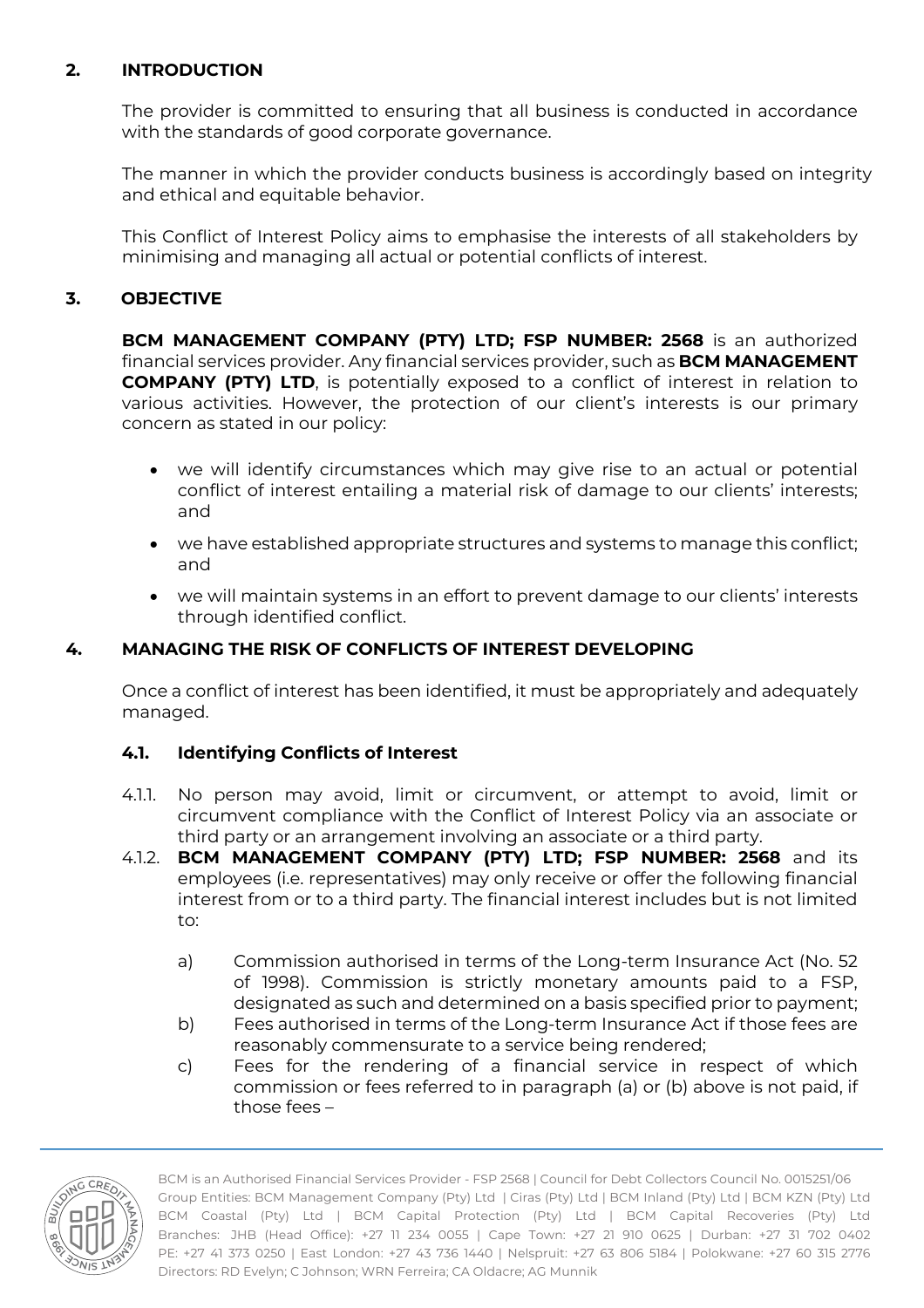## 2. INTRODUCTION

The provider is committed to ensuring that all business is conducted in accordance with the standards of good corporate governance.

The manner in which the provider conducts business is accordingly based on integrity and ethical and equitable behavior.

This Conflict of Interest Policy aims to emphasise the interests of all stakeholders by minimising and managing all actual or potential conflicts of interest.

## 3. OBJECTIVE

**BCM MANAGEMENT COMPANY (PTY) LTD; FSP NUMBER: 2568** is an authorized financial services provider. Any financial services provider, such as **BCM MANAGEMENT COMPANY (PTY) LTD**, is potentially exposed to a conflict of interest in relation to various activities. However, the protection of our client's interests is our primary concern as stated in our policy:

- we will identify circumstances which may give rise to an actual or potential conflict of interest entailing a material risk of damage to our clients' interests; and
- we have established appropriate structures and systems to manage this conflict; and
- we will maintain systems in an effort to prevent damage to our clients' interests through identified conflict.

## 4. MANAGING THE RISK OF CONFLICTS OF INTEREST DEVELOPING

Once a conflict of interest has been identified, it must be appropriately and adequately managed.

### 4.1. Identifying Conflicts of Interest

4.1.1. No person may avoid, limit or circumvent, or attempt to avoid, limit or circumvent compliance with the Conflict of Interest Policy via an associate or third party or an arrangement involving an associate or a third party.

4.1.2. **BCM MANAGEMENT COMPANY (PTY) LTD; FSP NUMBER: 2568** and its employees (i.e. representatives) may only receive or offer the following financial interest from or to a third party. The financial interest includes but is not limited to:

a) Commission authorised in terms of the Long-term Insurance Act (No. 52 of 1998). Commission is strictly monetary amounts paid to a FSP, designated as such and determined on a basis specified prior to payment;

b) Fees authorised in terms of the Long-term Insurance Act if those fees are reasonably commensurate to a service being rendered;

c) Fees for the rendering of a financial service in respect of which commission or fees referred to in paragraph (a) or (b) above is not paid, if those fees –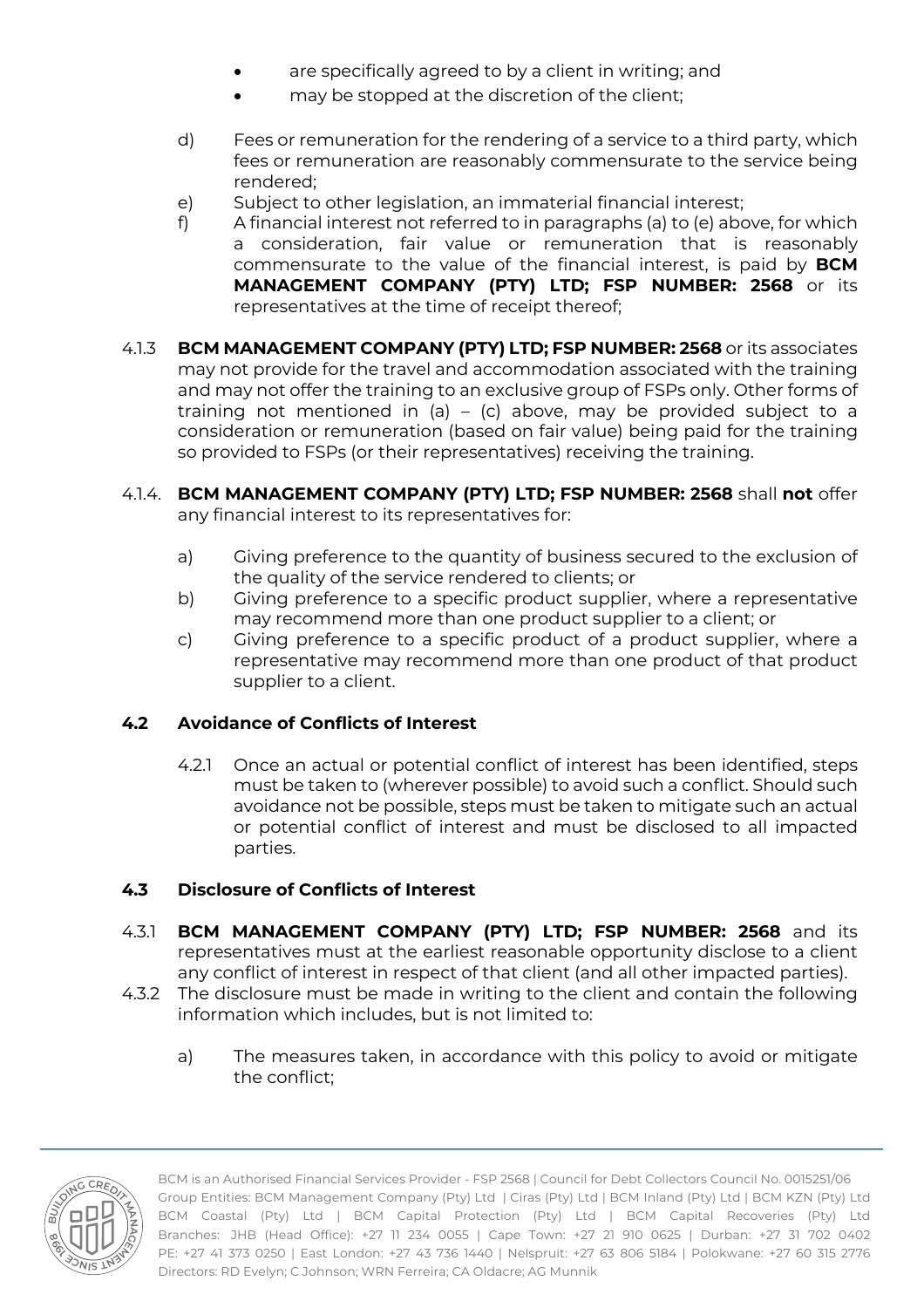- are specifically agreed to by a client in writing; and
- may be stopped at the discretion of the client;

d) Fees or remuneration for the rendering of a service to a third party, which fees or remuneration are reasonably commensurate to the service being rendered;

e) Subject to other legislation, an immaterial financial interest;

f) A financial interest not referred to in paragraphs (a) to (e) above, for which a consideration, fair value or remuneration that is reasonably commensurate to the value of the financial interest, is paid by **BCM MANAGEMENT COMPANY (PTY) LTD; FSP NUMBER: 2568** or its representatives at the time of receipt thereof;

4.1.3 **BCM MANAGEMENT COMPANY (PTY) LTD; FSP NUMBER: 2568** or its associates may not provide for the travel and accommodation associated with the training and may not offer the training to an exclusive group of FSPs only. Other forms of training not mentioned in (a) – (c) above, may be provided subject to a consideration or remuneration (based on fair value) being paid for the training so provided to FSPs (or their representatives) receiving the training.

4.1.4. **BCM MANAGEMENT COMPANY (PTY) LTD; FSP NUMBER: 2568** shall **not** offer any financial interest to its representatives for:

a) Giving preference to the quantity of business secured to the exclusion of the quality of the service rendered to clients; or

b) Giving preference to a specific product supplier, where a representative may recommend more than one product supplier to a client; or

c) Giving preference to a specific product of a product supplier, where a representative may recommend more than one product of that product supplier to a client.

### 4.2 Avoidance of Conflicts of Interest

4.2.1 Once an actual or potential conflict of interest has been identified, steps must be taken to (wherever possible) to avoid such a conflict. Should such avoidance not be possible, steps must be taken to mitigate such an actual or potential conflict of interest and must be disclosed to all impacted parties.

### 4.3 Disclosure of Conflicts of Interest

4.3.1 **BCM MANAGEMENT COMPANY (PTY) LTD; FSP NUMBER: 2568** and its representatives must at the earliest reasonable opportunity disclose to a client any conflict of interest in respect of that client (and all other impacted parties).

4.3.2 The disclosure must be made in writing to the client and contain the following information which includes, but is not limited to:

a) The measures taken, in accordance with this policy to avoid or mitigate the conflict;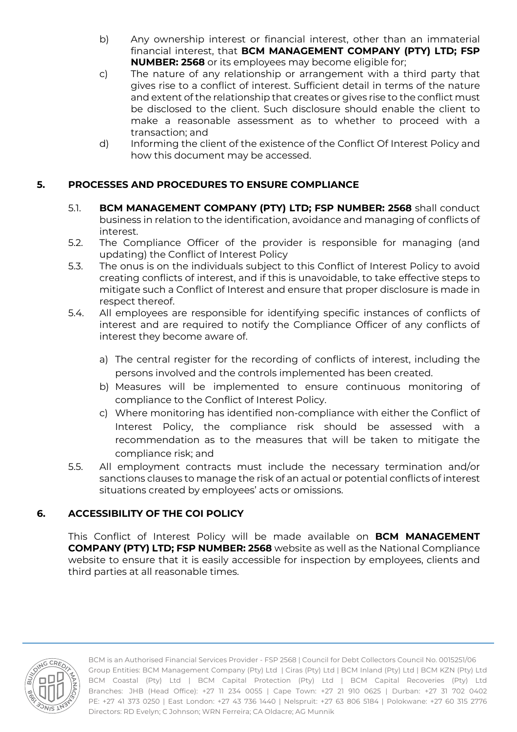b) Any ownership interest or financial interest, other than an immaterial financial interest, that **BCM MANAGEMENT COMPANY (PTY) LTD; FSP NUMBER: 2568** or its employees may become eligible for;

c) The nature of any relationship or arrangement with a third party that gives rise to a conflict of interest. Sufficient detail in terms of the nature and extent of the relationship that creates or gives rise to the conflict must be disclosed to the client. Such disclosure should enable the client to make a reasonable assessment as to whether to proceed with a transaction; and

d) Informing the client of the existence of the Conflict Of Interest Policy and how this document may be accessed.

## 5. PROCESSES AND PROCEDURES TO ENSURE COMPLIANCE

5.1. **BCM MANAGEMENT COMPANY (PTY) LTD; FSP NUMBER: 2568** shall conduct business in relation to the identification, avoidance and managing of conflicts of interest.

5.2. The Compliance Officer of the provider is responsible for managing (and updating) the Conflict of Interest Policy

5.3. The onus is on the individuals subject to this Conflict of Interest Policy to avoid creating conflicts of interest, and if this is unavoidable, to take effective steps to mitigate such a Conflict of Interest and ensure that proper disclosure is made in respect thereof.

5.4. All employees are responsible for identifying specific instances of conflicts of interest and are required to notify the Compliance Officer of any conflicts of interest they become aware of.

a) The central register for the recording of conflicts of interest, including the persons involved and the controls implemented has been created.

b) Measures will be implemented to ensure continuous monitoring of compliance to the Conflict of Interest Policy.

c) Where monitoring has identified non-compliance with either the Conflict of Interest Policy, the compliance risk should be assessed with a recommendation as to the measures that will be taken to mitigate the compliance risk; and

5.5. All employment contracts must include the necessary termination and/or sanctions clauses to manage the risk of an actual or potential conflicts of interest situations created by employees' acts or omissions.

## 6. ACCESSIBILITY OF THE COI POLICY

This Conflict of Interest Policy will be made available on **BCM MANAGEMENT COMPANY (PTY) LTD; FSP NUMBER: 2568** website as well as the National Compliance website to ensure that it is easily accessible for inspection by employees, clients and third parties at all reasonable times.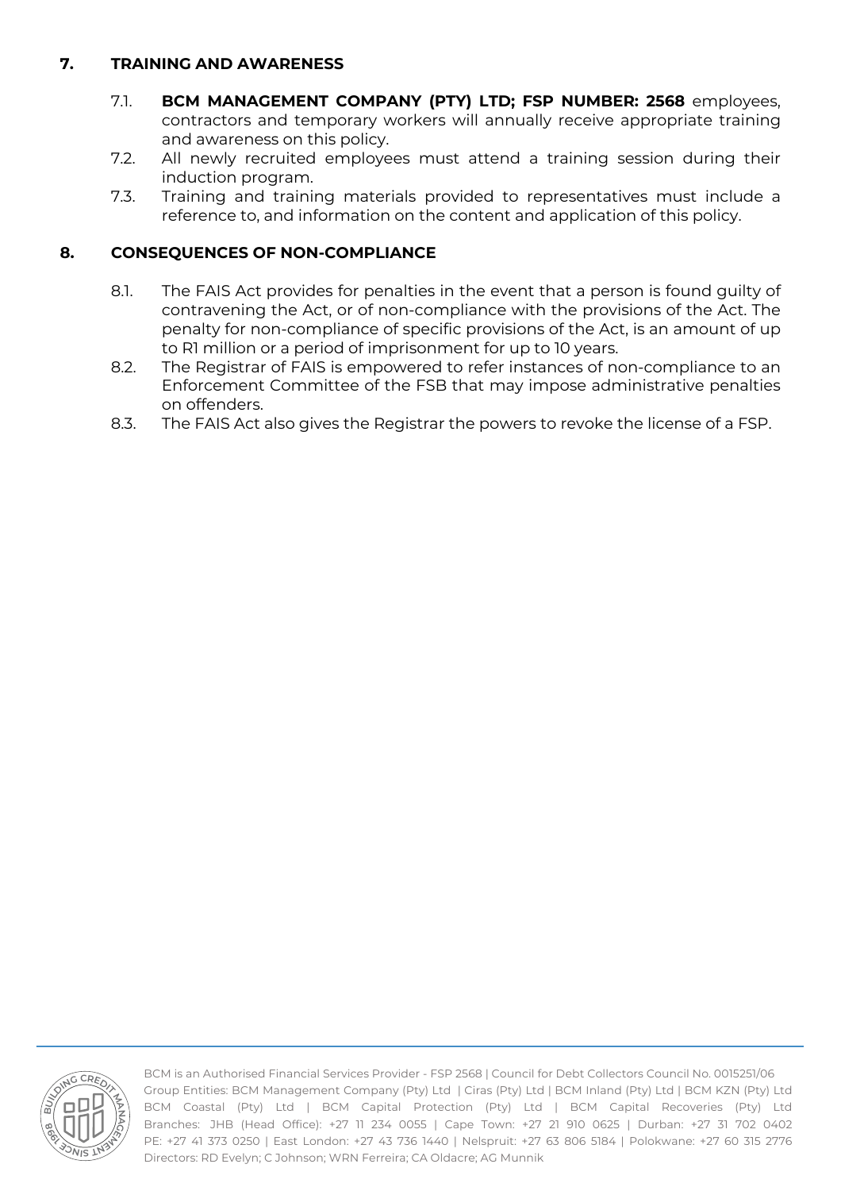## 7. TRAINING AND AWARENESS

7.1. **BCM MANAGEMENT COMPANY (PTY) LTD; FSP NUMBER: 2568** employees, contractors and temporary workers will annually receive appropriate training and awareness on this policy.

7.2. All newly recruited employees must attend a training session during their induction program.

7.3. Training and training materials provided to representatives must include a reference to, and information on the content and application of this policy.

## 8. CONSEQUENCES OF NON-COMPLIANCE

8.1. The FAIS Act provides for penalties in the event that a person is found guilty of contravening the Act, or of non-compliance with the provisions of the Act. The penalty for non-compliance of specific provisions of the Act, is an amount of up to R1 million or a period of imprisonment for up to 10 years.

8.2. The Registrar of FAIS is empowered to refer instances of non-compliance to an Enforcement Committee of the FSB that may impose administrative penalties on offenders.

8.3. The FAIS Act also gives the Registrar the powers to revoke the license of a FSP.